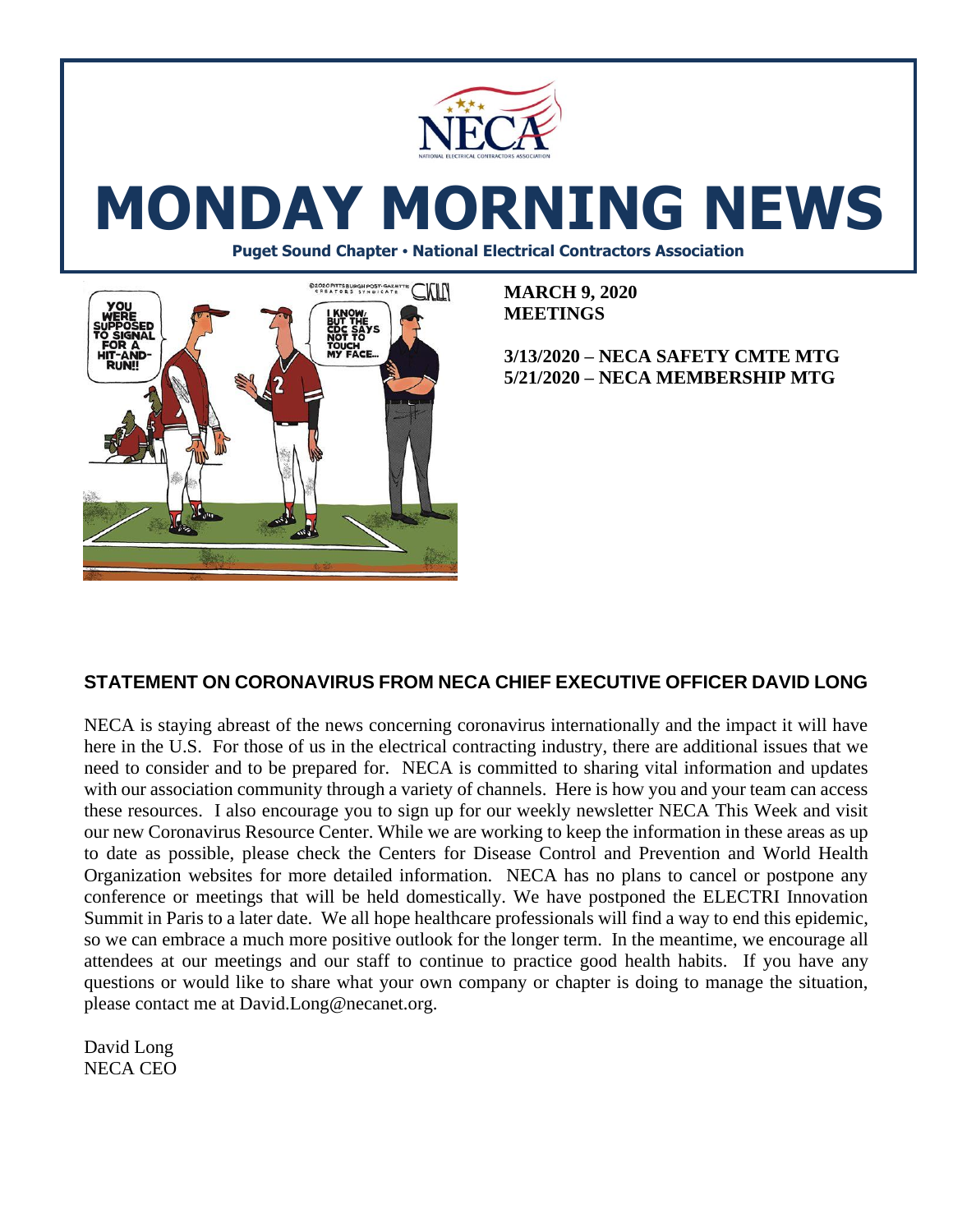# MONDAY MORNING NEWS

**Puget Sound Chapter • National Electrical Contractors Association**

**MARCH 9, 2020**
**MEETINGS**

**3/13/2020 – NECA SAFETY CMTE MTG**
**5/21/2020 – NECA MEMBERSHIP MTG**

## STATEMENT ON CORONAVIRUS FROM NECA CHIEF EXECUTIVE OFFICER DAVID LONG

NECA is staying abreast of the news concerning coronavirus internationally and the impact it will have here in the U.S. For those of us in the electrical contracting industry, there are additional issues that we need to consider and to be prepared for. NECA is committed to sharing vital information and updates with our association community through a variety of channels. Here is how you and your team can access these resources. I also encourage you to sign up for our weekly newsletter NECA This Week and visit our new Coronavirus Resource Center. While we are working to keep the information in these areas as up to date as possible, please check the Centers for Disease Control and Prevention and World Health Organization websites for more detailed information. NECA has no plans to cancel or postpone any conference or meetings that will be held domestically. We have postponed the ELECTRI Innovation Summit in Paris to a later date. We all hope healthcare professionals will find a way to end this epidemic, so we can embrace a much more positive outlook for the longer term. In the meantime, we encourage all attendees at our meetings and our staff to continue to practice good health habits. If you have any questions or would like to share what your own company or chapter is doing to manage the situation, please contact me at David.Long@necanet.org.

David Long
NECA CEO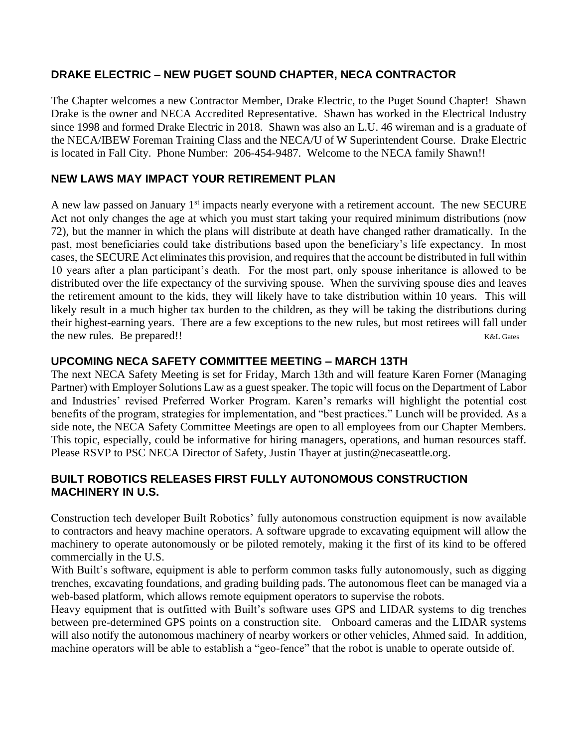## DRAKE ELECTRIC – NEW PUGET SOUND CHAPTER, NECA CONTRACTOR

The Chapter welcomes a new Contractor Member, Drake Electric, to the Puget Sound Chapter! Shawn Drake is the owner and NECA Accredited Representative. Shawn has worked in the Electrical Industry since 1998 and formed Drake Electric in 2018. Shawn was also an L.U. 46 wireman and is a graduate of the NECA/IBEW Foreman Training Class and the NECA/U of W Superintendent Course. Drake Electric is located in Fall City. Phone Number: 206-454-9487. Welcome to the NECA family Shawn!!

## NEW LAWS MAY IMPACT YOUR RETIREMENT PLAN

A new law passed on January 1st impacts nearly everyone with a retirement account. The new SECURE Act not only changes the age at which you must start taking your required minimum distributions (now 72), but the manner in which the plans will distribute at death have changed rather dramatically. In the past, most beneficiaries could take distributions based upon the beneficiary's life expectancy. In most cases, the SECURE Act eliminates this provision, and requires that the account be distributed in full within 10 years after a plan participant's death. For the most part, only spouse inheritance is allowed to be distributed over the life expectancy of the surviving spouse. When the surviving spouse dies and leaves the retirement amount to the kids, they will likely have to take distribution within 10 years. This will likely result in a much higher tax burden to the children, as they will be taking the distributions during their highest-earning years. There are a few exceptions to the new rules, but most retirees will fall under the new rules. Be prepared!! K&L Gates

## UPCOMING NECA SAFETY COMMITTEE MEETING – MARCH 13TH

The next NECA Safety Meeting is set for Friday, March 13th and will feature Karen Forner (Managing Partner) with Employer Solutions Law as a guest speaker. The topic will focus on the Department of Labor and Industries' revised Preferred Worker Program. Karen's remarks will highlight the potential cost benefits of the program, strategies for implementation, and "best practices." Lunch will be provided. As a side note, the NECA Safety Committee Meetings are open to all employees from our Chapter Members. This topic, especially, could be informative for hiring managers, operations, and human resources staff. Please RSVP to PSC NECA Director of Safety, Justin Thayer at justin@necaseattle.org.

## BUILT ROBOTICS RELEASES FIRST FULLY AUTONOMOUS CONSTRUCTION MACHINERY IN U.S.

Construction tech developer Built Robotics' fully autonomous construction equipment is now available to contractors and heavy machine operators. A software upgrade to excavating equipment will allow the machinery to operate autonomously or be piloted remotely, making it the first of its kind to be offered commercially in the U.S.

With Built's software, equipment is able to perform common tasks fully autonomously, such as digging trenches, excavating foundations, and grading building pads. The autonomous fleet can be managed via a web-based platform, which allows remote equipment operators to supervise the robots.

Heavy equipment that is outfitted with Built's software uses GPS and LIDAR systems to dig trenches between pre-determined GPS points on a construction site. Onboard cameras and the LIDAR systems will also notify the autonomous machinery of nearby workers or other vehicles, Ahmed said. In addition, machine operators will be able to establish a "geo-fence" that the robot is unable to operate outside of.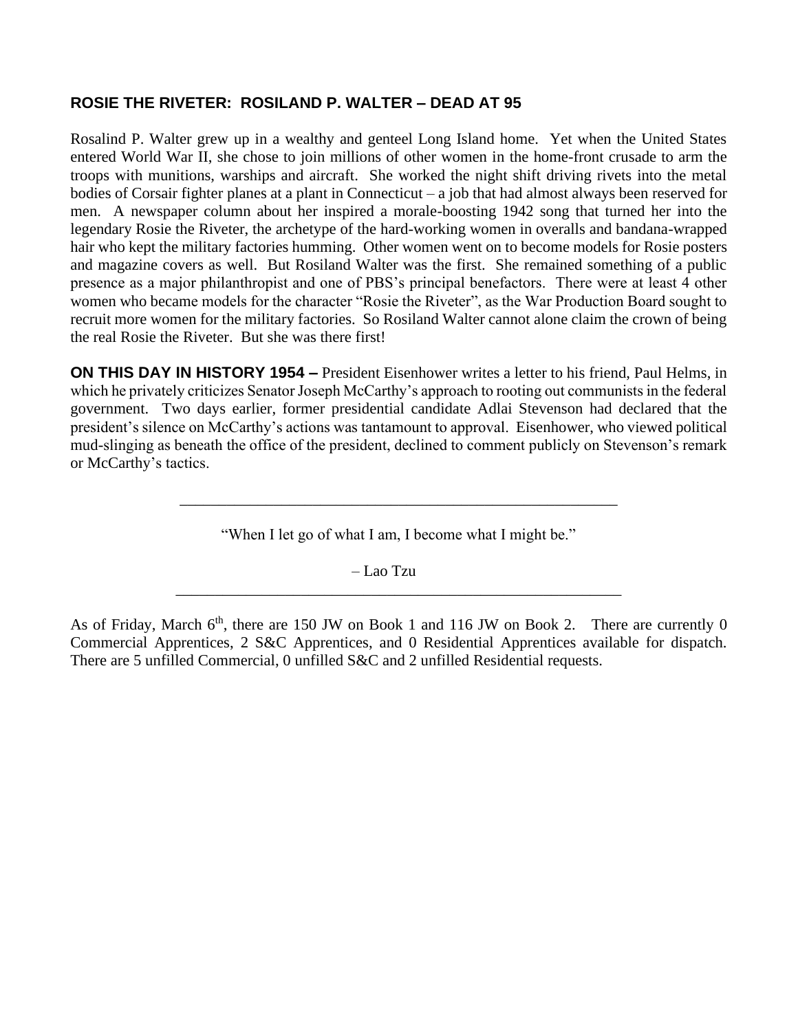**ROSIE THE RIVETER: ROSILAND P. WALTER – DEAD AT 95**

Rosalind P. Walter grew up in a wealthy and genteel Long Island home. Yet when the United States entered World War II, she chose to join millions of other women in the home-front crusade to arm the troops with munitions, warships and aircraft. She worked the night shift driving rivets into the metal bodies of Corsair fighter planes at a plant in Connecticut – a job that had almost always been reserved for men. A newspaper column about her inspired a morale-boosting 1942 song that turned her into the legendary Rosie the Riveter, the archetype of the hard-working women in overalls and bandana-wrapped hair who kept the military factories humming. Other women went on to become models for Rosie posters and magazine covers as well. But Rosiland Walter was the first. She remained something of a public presence as a major philanthropist and one of PBS's principal benefactors. There were at least 4 other women who became models for the character "Rosie the Riveter", as the War Production Board sought to recruit more women for the military factories. So Rosiland Walter cannot alone claim the crown of being the real Rosie the Riveter. But she was there first!

**ON THIS DAY IN HISTORY 1954 –** President Eisenhower writes a letter to his friend, Paul Helms, in which he privately criticizes Senator Joseph McCarthy's approach to rooting out communists in the federal government. Two days earlier, former presidential candidate Adlai Stevenson had declared that the president's silence on McCarthy's actions was tantamount to approval. Eisenhower, who viewed political mud-slinging as beneath the office of the president, declined to comment publicly on Stevenson's remark or McCarthy's tactics.

---

"When I let go of what I am, I become what I might be."

– Lao Tzu

---

As of Friday, March 6th, there are 150 JW on Book 1 and 116 JW on Book 2. There are currently 0 Commercial Apprentices, 2 S&C Apprentices, and 0 Residential Apprentices available for dispatch. There are 5 unfilled Commercial, 0 unfilled S&C and 2 unfilled Residential requests.